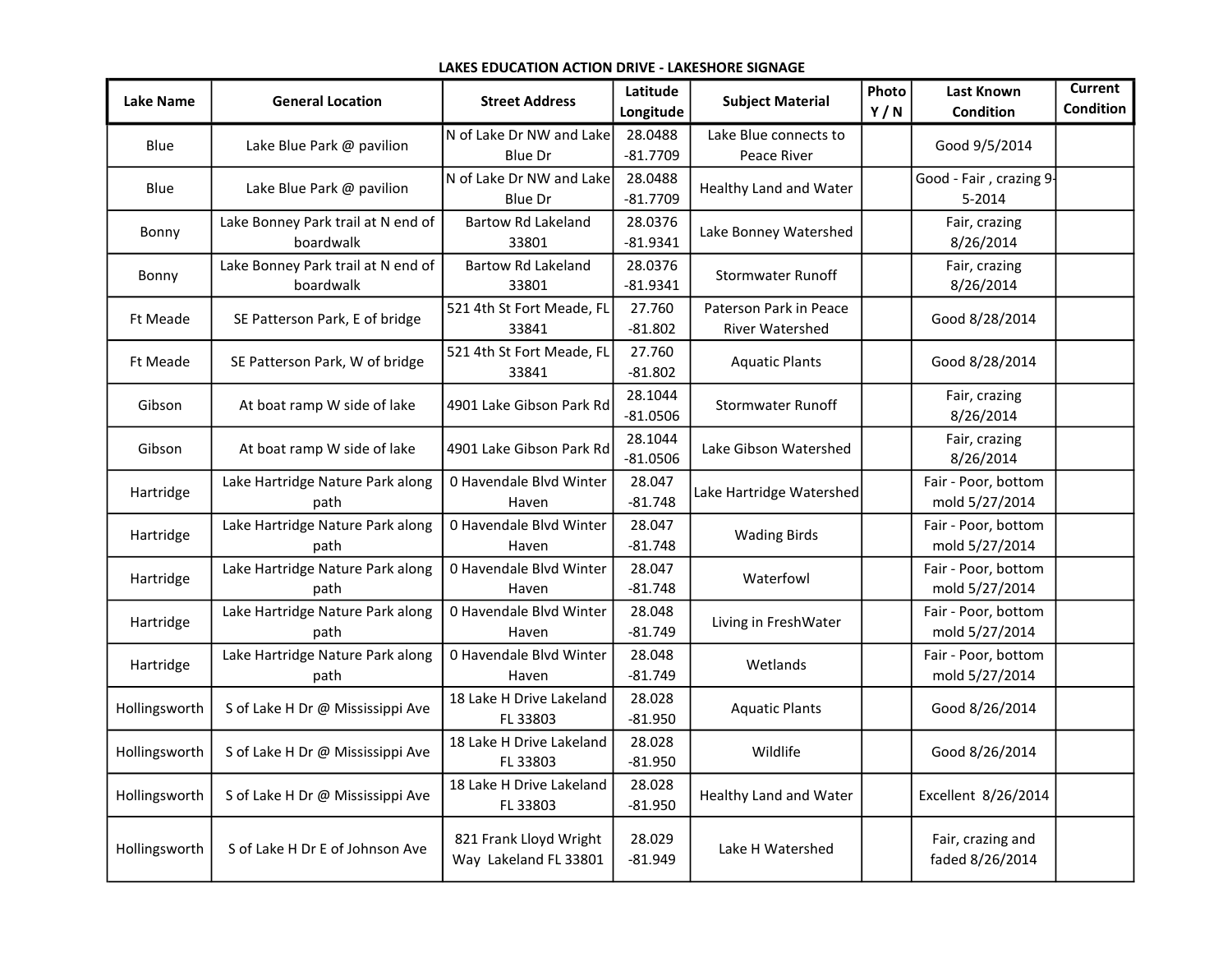## LAKES EDUCATION ACTION DRIVE - LAKESHORE SIGNAGE

| Lake Name | General Location | Street Address | Latitude Longitude | Subject Material | Photo Y / N | Last Known Condition | Current Condition |
|---|---|---|---|---|---|---|---|
| Blue | Lake Blue Park @ pavilion | N of Lake Dr NW and Lake Blue Dr | 28.0488 -81.7709 | Lake Blue connects to Peace River | | Good 9/5/2014 | |
| Blue | Lake Blue Park @ pavilion | N of Lake Dr NW and Lake Blue Dr | 28.0488 -81.7709 | Healthy Land and Water | | Good - Fair , crazing 9-5-2014 | |
| Bonny | Lake Bonney Park trail at N end of boardwalk | Bartow Rd Lakeland 33801 | 28.0376 -81.9341 | Lake Bonney Watershed | | Fair, crazing 8/26/2014 | |
| Bonny | Lake Bonney Park trail at N end of boardwalk | Bartow Rd Lakeland 33801 | 28.0376 -81.9341 | Stormwater Runoff | | Fair, crazing 8/26/2014 | |
| Ft Meade | SE Patterson Park, E of bridge | 521 4th St Fort Meade, FL 33841 | 27.760 -81.802 | Paterson Park in Peace River Watershed | | Good 8/28/2014 | |
| Ft Meade | SE Patterson Park, W of bridge | 521 4th St Fort Meade, FL 33841 | 27.760 -81.802 | Aquatic Plants | | Good 8/28/2014 | |
| Gibson | At boat ramp W side of lake | 4901 Lake Gibson Park Rd | 28.1044 -81.0506 | Stormwater Runoff | | Fair, crazing 8/26/2014 | |
| Gibson | At boat ramp W side of lake | 4901 Lake Gibson Park Rd | 28.1044 -81.0506 | Lake Gibson Watershed | | Fair, crazing 8/26/2014 | |
| Hartridge | Lake Hartridge Nature Park along path | 0 Havendale Blvd Winter Haven | 28.047 -81.748 | Lake Hartridge Watershed | | Fair - Poor, bottom mold 5/27/2014 | |
| Hartridge | Lake Hartridge Nature Park along path | 0 Havendale Blvd Winter Haven | 28.047 -81.748 | Wading Birds | | Fair - Poor, bottom mold 5/27/2014 | |
| Hartridge | Lake Hartridge Nature Park along path | 0 Havendale Blvd Winter Haven | 28.047 -81.748 | Waterfowl | | Fair - Poor, bottom mold 5/27/2014 | |
| Hartridge | Lake Hartridge Nature Park along path | 0 Havendale Blvd Winter Haven | 28.048 -81.749 | Living in FreshWater | | Fair - Poor, bottom mold 5/27/2014 | |
| Hartridge | Lake Hartridge Nature Park along path | 0 Havendale Blvd Winter Haven | 28.048 -81.749 | Wetlands | | Fair - Poor, bottom mold 5/27/2014 | |
| Hollingsworth | S of Lake H Dr @ Mississippi Ave | 18 Lake H Drive Lakeland FL 33803 | 28.028 -81.950 | Aquatic Plants | | Good 8/26/2014 | |
| Hollingsworth | S of Lake H Dr @ Mississippi Ave | 18 Lake H Drive Lakeland FL 33803 | 28.028 -81.950 | Wildlife | | Good 8/26/2014 | |
| Hollingsworth | S of Lake H Dr @ Mississippi Ave | 18 Lake H Drive Lakeland FL 33803 | 28.028 -81.950 | Healthy Land and Water | | Excellent 8/26/2014 | |
| Hollingsworth | S of Lake H Dr E of Johnson Ave | 821 Frank Lloyd Wright Way Lakeland FL 33801 | 28.029 -81.949 | Lake H Watershed | | Fair, crazing and faded 8/26/2014 | |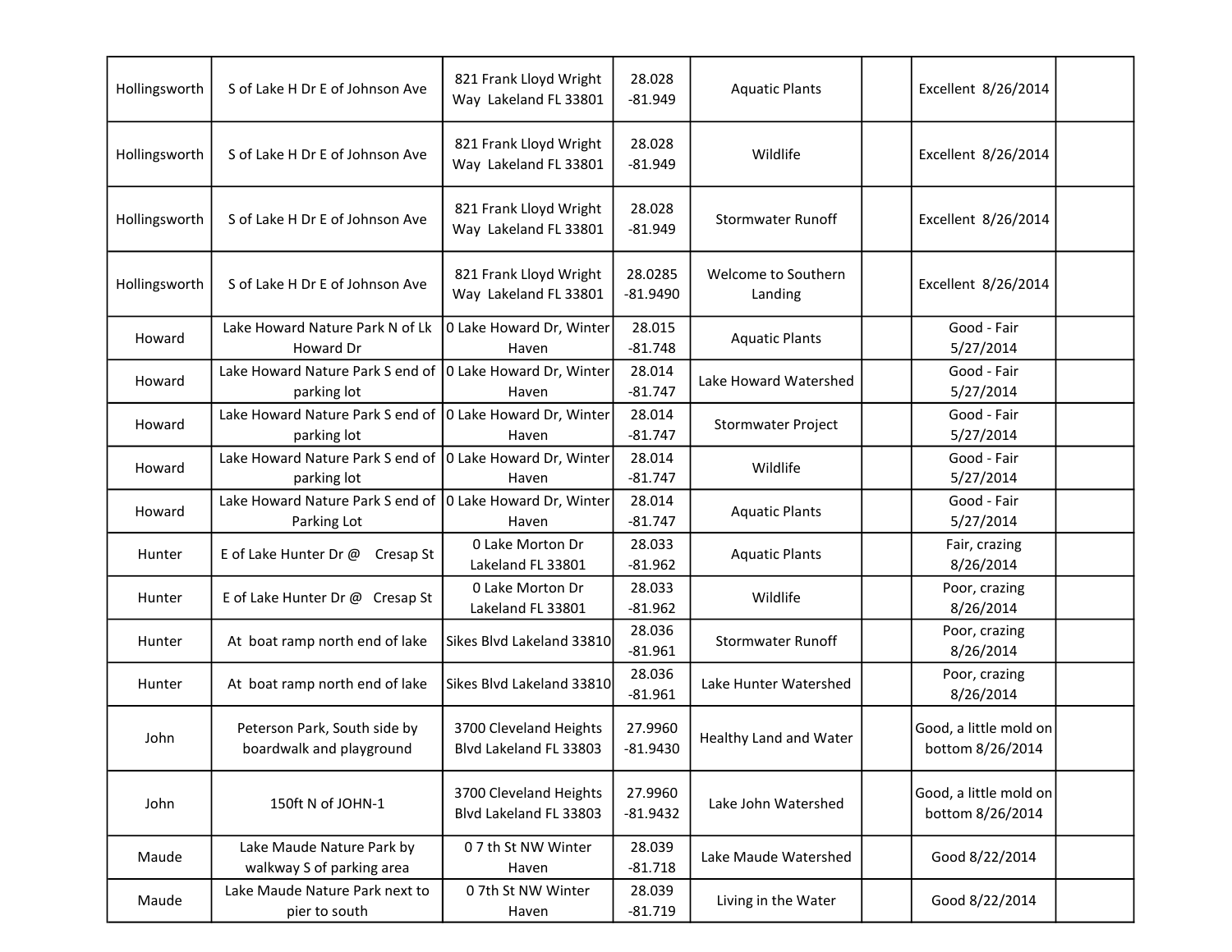| | | | | | | | |
|---|---|---|---|---|---|---|---|
| Hollingsworth | S of Lake H Dr E of Johnson Ave | 821 Frank Lloyd Wright Way Lakeland FL 33801 | 28.028 -81.949 | Aquatic Plants | | Excellent 8/26/2014 | |
| Hollingsworth | S of Lake H Dr E of Johnson Ave | 821 Frank Lloyd Wright Way Lakeland FL 33801 | 28.028 -81.949 | Wildlife | | Excellent 8/26/2014 | |
| Hollingsworth | S of Lake H Dr E of Johnson Ave | 821 Frank Lloyd Wright Way Lakeland FL 33801 | 28.028 -81.949 | Stormwater Runoff | | Excellent 8/26/2014 | |
| Hollingsworth | S of Lake H Dr E of Johnson Ave | 821 Frank Lloyd Wright Way Lakeland FL 33801 | 28.0285 -81.9490 | Welcome to Southern Landing | | Excellent 8/26/2014 | |
| Howard | Lake Howard Nature Park N of Lk Howard Dr | 0 Lake Howard Dr, Winter Haven | 28.015 -81.748 | Aquatic Plants | | Good - Fair 5/27/2014 | |
| Howard | Lake Howard Nature Park S end of parking lot | 0 Lake Howard Dr, Winter Haven | 28.014 -81.747 | Lake Howard Watershed | | Good - Fair 5/27/2014 | |
| Howard | Lake Howard Nature Park S end of parking lot | 0 Lake Howard Dr, Winter Haven | 28.014 -81.747 | Stormwater Project | | Good - Fair 5/27/2014 | |
| Howard | Lake Howard Nature Park S end of parking lot | 0 Lake Howard Dr, Winter Haven | 28.014 -81.747 | Wildlife | | Good - Fair 5/27/2014 | |
| Howard | Lake Howard Nature Park S end of Parking Lot | 0 Lake Howard Dr, Winter Haven | 28.014 -81.747 | Aquatic Plants | | Good - Fair 5/27/2014 | |
| Hunter | E of Lake Hunter Dr @ Cresap St | 0 Lake Morton Dr Lakeland FL 33801 | 28.033 -81.962 | Aquatic Plants | | Fair, crazing 8/26/2014 | |
| Hunter | E of Lake Hunter Dr @ Cresap St | 0 Lake Morton Dr Lakeland FL 33801 | 28.033 -81.962 | Wildlife | | Poor, crazing 8/26/2014 | |
| Hunter | At boat ramp north end of lake | Sikes Blvd Lakeland 33810 | 28.036 -81.961 | Stormwater Runoff | | Poor, crazing 8/26/2014 | |
| Hunter | At boat ramp north end of lake | Sikes Blvd Lakeland 33810 | 28.036 -81.961 | Lake Hunter Watershed | | Poor, crazing 8/26/2014 | |
| John | Peterson Park, South side by boardwalk and playground | 3700 Cleveland Heights Blvd Lakeland FL 33803 | 27.9960 -81.9430 | Healthy Land and Water | | Good, a little mold on bottom 8/26/2014 | |
| John | 150ft N of JOHN-1 | 3700 Cleveland Heights Blvd Lakeland FL 33803 | 27.9960 -81.9432 | Lake John Watershed | | Good, a little mold on bottom 8/26/2014 | |
| Maude | Lake Maude Nature Park by walkway S of parking area | 0 7 th St NW Winter Haven | 28.039 -81.718 | Lake Maude Watershed | | Good 8/22/2014 | |
| Maude | Lake Maude Nature Park next to pier to south | 0 7th St NW Winter Haven | 28.039 -81.719 | Living in the Water | | Good 8/22/2014 | |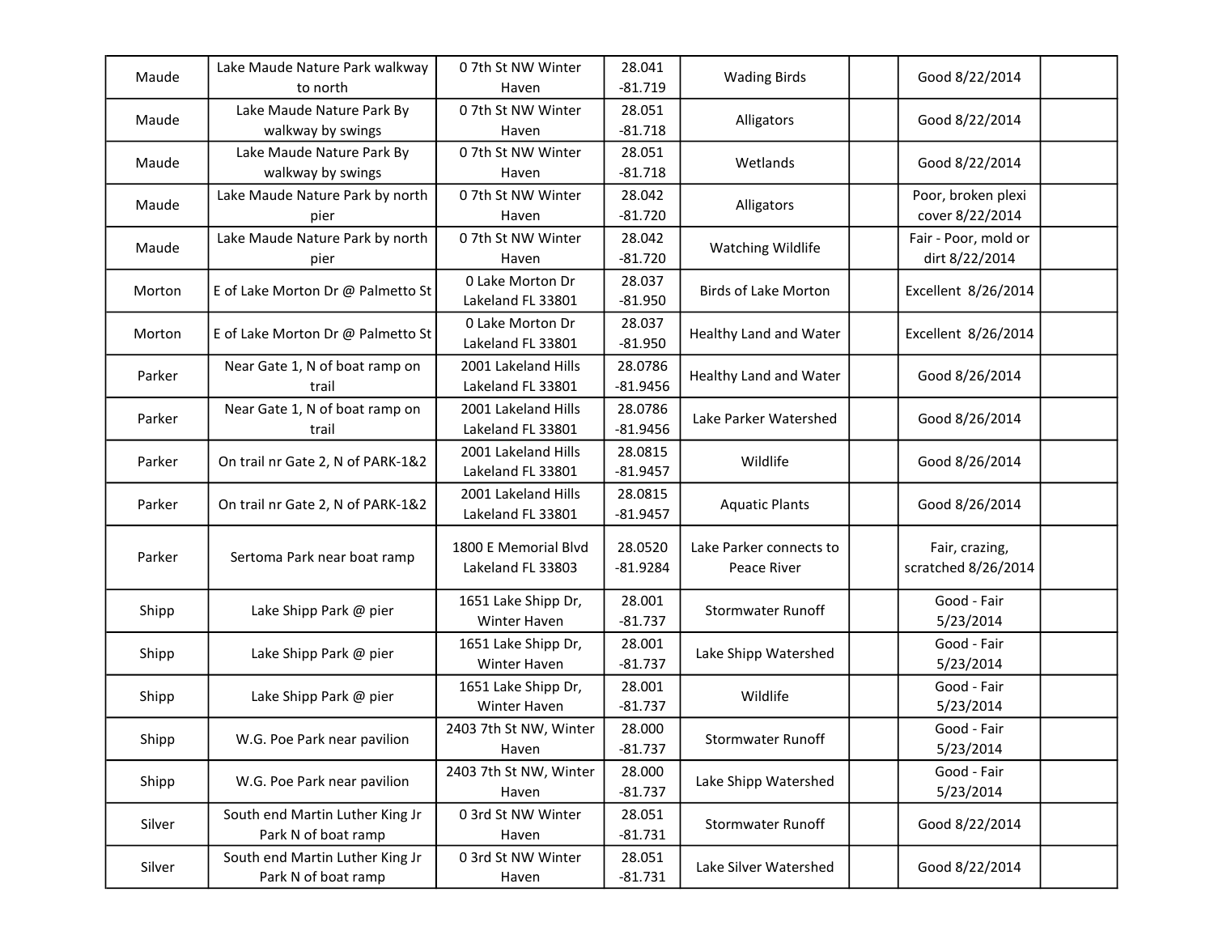| | | | | | | | |
|---|---|---|---|---|---|---|---|
| Maude | Lake Maude Nature Park walkway to north | 0 7th St NW Winter Haven | 28.041 -81.719 | Wading Birds | | Good 8/22/2014 | |
| Maude | Lake Maude Nature Park By walkway by swings | 0 7th St NW Winter Haven | 28.051 -81.718 | Alligators | | Good 8/22/2014 | |
| Maude | Lake Maude Nature Park By walkway by swings | 0 7th St NW Winter Haven | 28.051 -81.718 | Wetlands | | Good 8/22/2014 | |
| Maude | Lake Maude Nature Park by north pier | 0 7th St NW Winter Haven | 28.042 -81.720 | Alligators | | Poor, broken plexi cover 8/22/2014 | |
| Maude | Lake Maude Nature Park by north pier | 0 7th St NW Winter Haven | 28.042 -81.720 | Watching Wildlife | | Fair - Poor, mold or dirt 8/22/2014 | |
| Morton | E of Lake Morton Dr @ Palmetto St | 0 Lake Morton Dr Lakeland FL 33801 | 28.037 -81.950 | Birds of Lake Morton | | Excellent 8/26/2014 | |
| Morton | E of Lake Morton Dr @ Palmetto St | 0 Lake Morton Dr Lakeland FL 33801 | 28.037 -81.950 | Healthy Land and Water | | Excellent 8/26/2014 | |
| Parker | Near Gate 1, N of boat ramp on trail | 2001 Lakeland Hills Lakeland FL 33801 | 28.0786 -81.9456 | Healthy Land and Water | | Good 8/26/2014 | |
| Parker | Near Gate 1, N of boat ramp on trail | 2001 Lakeland Hills Lakeland FL 33801 | 28.0786 -81.9456 | Lake Parker Watershed | | Good 8/26/2014 | |
| Parker | On trail nr Gate 2, N of PARK-1&2 | 2001 Lakeland Hills Lakeland FL 33801 | 28.0815 -81.9457 | Wildlife | | Good 8/26/2014 | |
| Parker | On trail nr Gate 2, N of PARK-1&2 | 2001 Lakeland Hills Lakeland FL 33801 | 28.0815 -81.9457 | Aquatic Plants | | Good 8/26/2014 | |
| Parker | Sertoma Park near boat ramp | 1800 E Memorial Blvd Lakeland FL 33803 | 28.0520 -81.9284 | Lake Parker connects to Peace River | | Fair, crazing, scratched 8/26/2014 | |
| Shipp | Lake Shipp Park @ pier | 1651 Lake Shipp Dr, Winter Haven | 28.001 -81.737 | Stormwater Runoff | | Good - Fair 5/23/2014 | |
| Shipp | Lake Shipp Park @ pier | 1651 Lake Shipp Dr, Winter Haven | 28.001 -81.737 | Lake Shipp Watershed | | Good - Fair 5/23/2014 | |
| Shipp | Lake Shipp Park @ pier | 1651 Lake Shipp Dr, Winter Haven | 28.001 -81.737 | Wildlife | | Good - Fair 5/23/2014 | |
| Shipp | W.G. Poe Park near pavilion | 2403 7th St NW, Winter Haven | 28.000 -81.737 | Stormwater Runoff | | Good - Fair 5/23/2014 | |
| Shipp | W.G. Poe Park near pavilion | 2403 7th St NW, Winter Haven | 28.000 -81.737 | Lake Shipp Watershed | | Good - Fair 5/23/2014 | |
| Silver | South end Martin Luther King Jr Park N of boat ramp | 0 3rd St NW Winter Haven | 28.051 -81.731 | Stormwater Runoff | | Good 8/22/2014 | |
| Silver | South end Martin Luther King Jr Park N of boat ramp | 0 3rd St NW Winter Haven | 28.051 -81.731 | Lake Silver Watershed | | Good 8/22/2014 | |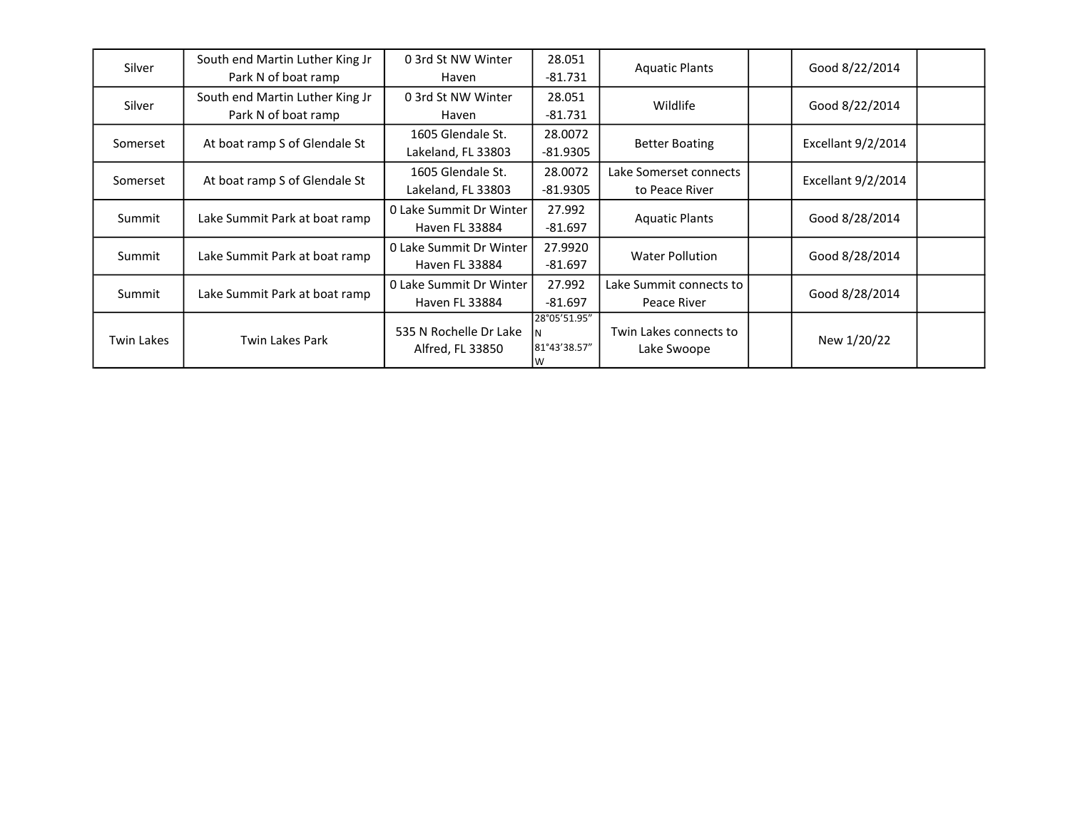| | | | | | | | |
|---|---|---|---|---|---|---|---|
| Silver | South end Martin Luther King Jr Park N of boat ramp | 0 3rd St NW Winter Haven | 28.051 -81.731 | Aquatic Plants | | Good 8/22/2014 | |
| Silver | South end Martin Luther King Jr Park N of boat ramp | 0 3rd St NW Winter Haven | 28.051 -81.731 | Wildlife | | Good 8/22/2014 | |
| Somerset | At boat ramp S of Glendale St | 1605 Glendale St. Lakeland, FL 33803 | 28.0072 -81.9305 | Better Boating | | Excellant 9/2/2014 | |
| Somerset | At boat ramp S of Glendale St | 1605 Glendale St. Lakeland, FL 33803 | 28.0072 -81.9305 | Lake Somerset connects to Peace River | | Excellant 9/2/2014 | |
| Summit | Lake Summit Park at boat ramp | 0 Lake Summit Dr Winter Haven FL 33884 | 27.992 -81.697 | Aquatic Plants | | Good 8/28/2014 | |
| Summit | Lake Summit Park at boat ramp | 0 Lake Summit Dr Winter Haven FL 33884 | 27.9920 -81.697 | Water Pollution | | Good 8/28/2014 | |
| Summit | Lake Summit Park at boat ramp | 0 Lake Summit Dr Winter Haven FL 33884 | 27.992 -81.697 | Lake Summit connects to Peace River | | Good 8/28/2014 | |
| Twin Lakes | Twin Lakes Park | 535 N Rochelle Dr Lake Alfred, FL 33850 | 28°05'51.95" N 81°43'38.57" W | Twin Lakes connects to Lake Swoope | | New 1/20/22 | |